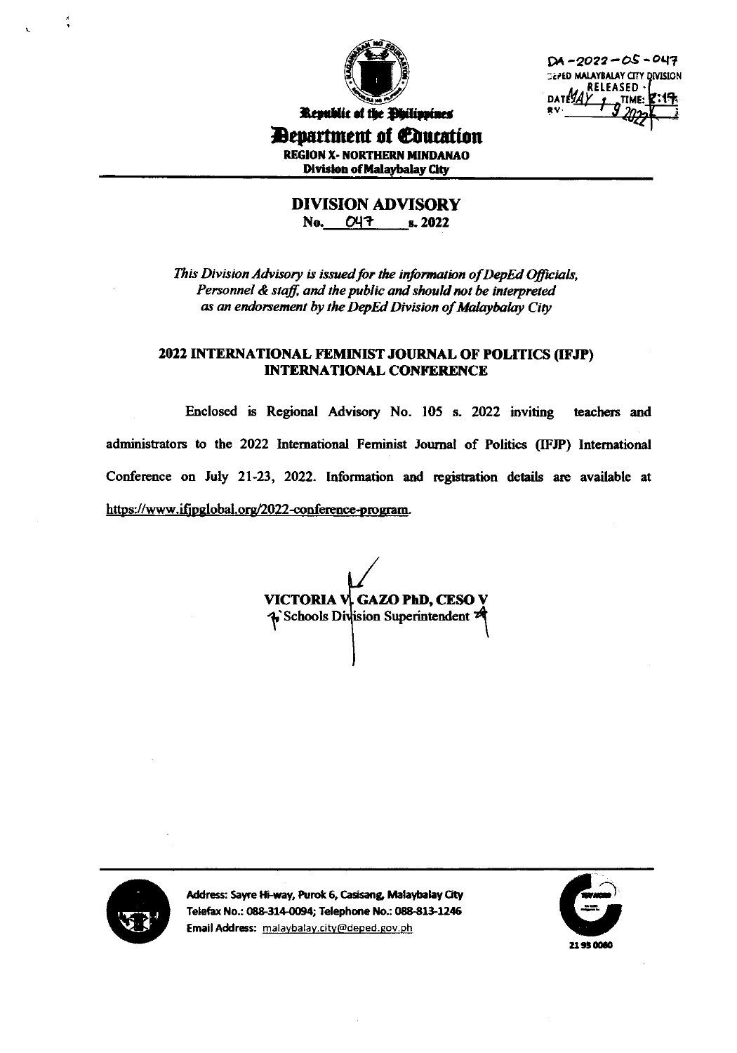DA -2022 - 05 - 047
DEPED MALAYBALAY CITY DIVISION
RELEASED
DATE MAY 19 2022 TIME: 8:19
BY:

Republic of the Philippines

# Department of Education

**REGION X- NORTHERN MINDANAO**
**Division of Malaybalay City**

## DIVISION ADVISORY

**No. 047 s. 2022**

*This Division Advisory is issued for the information of DepEd Officials, Personnel & staff, and the public and should not be interpreted as an endorsement by the DepEd Division of Malaybalay City*

### 2022 INTERNATIONAL FEMINIST JOURNAL OF POLITICS (IFJP) INTERNATIONAL CONFERENCE

Enclosed is Regional Advisory No. 105 s. 2022 inviting teachers and administrators to the 2022 International Feminist Journal of Politics (IFJP) International Conference on July 21-23, 2022. Information and registration details are available at https://www.ifjpglobal.org/2022-conference-program.

**VICTORIA V. GAZO PhD, CESO V**
Schools Division Superintendent

Address: Sayre Hi-way, Purok 6, Casisang, Malaybalay City
Telefax No.: 088-314-0094; Telephone No.: 088-813-1246
Email Address: malaybalay.city@deped.gov.ph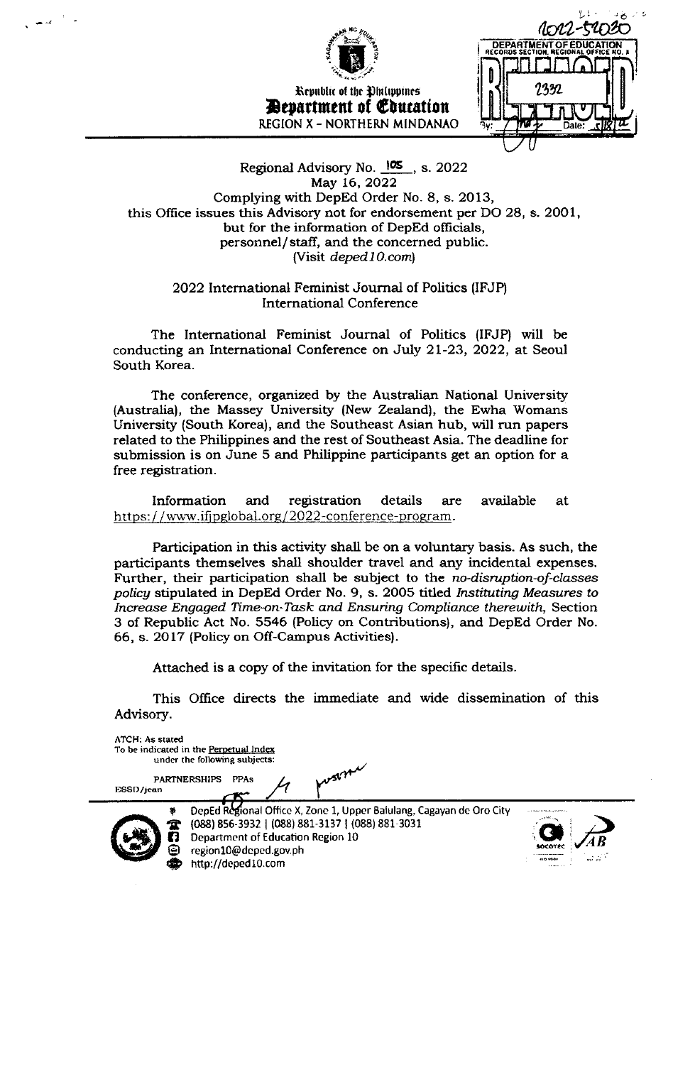Republic of the Philippines
**Department of Education**
REGION X - NORTHERN MINDANAO

Regional Advisory No. 105, s. 2022
May 16, 2022
Complying with DepEd Order No. 8, s. 2013,
this Office issues this Advisory not for endorsement per DO 28, s. 2001,
but for the information of DepEd officials,
personnel/staff, and the concerned public.
(Visit *deped10.com*)

## 2022 International Feminist Journal of Politics (IFJP) International Conference

The International Feminist Journal of Politics (IFJP) will be conducting an International Conference on July 21-23, 2022, at Seoul South Korea.

The conference, organized by the Australian National University (Australia), the Massey University (New Zealand), the Ewha Womans University (South Korea), and the Southeast Asian hub, will run papers related to the Philippines and the rest of Southeast Asia. The deadline for submission is on June 5 and Philippine participants get an option for a free registration.

Information and registration details are available at https://www.ifjpglobal.org/2022-conference-program.

Participation in this activity shall be on a voluntary basis. As such, the participants themselves shall shoulder travel and any incidental expenses. Further, their participation shall be subject to the *no-disruption-of-classes policy* stipulated in DepEd Order No. 9, s. 2005 titled *Instituting Measures to Increase Engaged Time-on-Task and Ensuring Compliance therewith,* Section 3 of Republic Act No. 5546 (Policy on Contributions), and DepEd Order No. 66, s. 2017 (Policy on Off-Campus Activities).

Attached is a copy of the invitation for the specific details.

This Office directs the immediate and wide dissemination of this Advisory.

ATCH: As stated
To be indicated in the Perpetual Index
under the following subjects:

PARTNERSHIPS PPAs

ESSD/jean

DepEd Regional Office X, Zone 1, Upper Balulang, Cagayan de Oro City
(088) 856-3932 | (088) 881-3137 | (088) 881-3031
Department of Education Region 10
region10@deped.gov.ph
http://deped10.com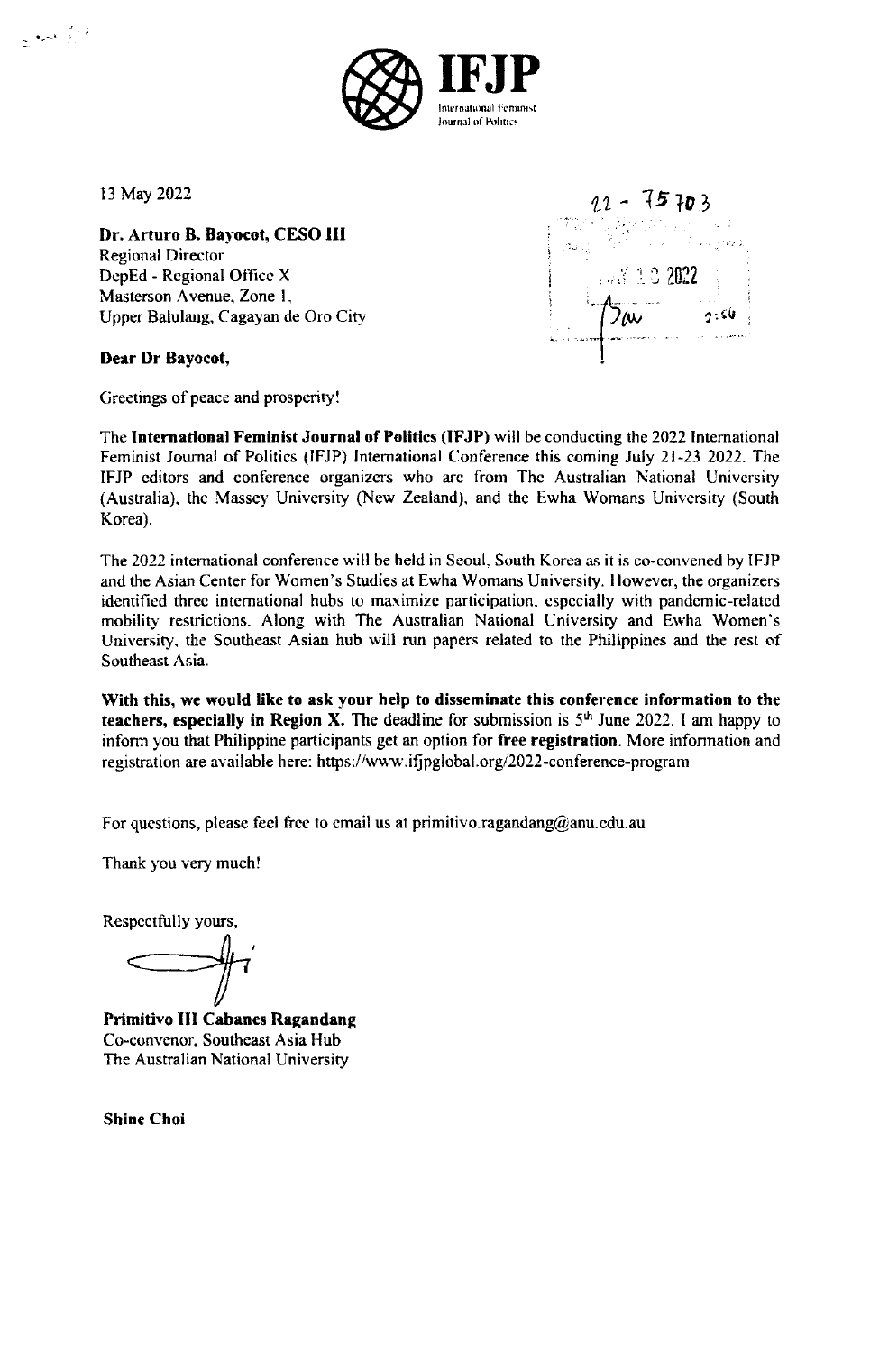**IFJP**
International Feminist Journal of Politics

13 May 2022

22 - 75703

MAY 13 2022 2:50

**Dr. Arturo B. Bayocot, CESO III**
Regional Director
DepEd - Regional Office X
Masterson Avenue, Zone 1,
Upper Balulang, Cagayan de Oro City

**Dear Dr Bayocot,**

Greetings of peace and prosperity!

The **International Feminist Journal of Politics (IFJP)** will be conducting the 2022 International Feminist Journal of Politics (IFJP) International Conference this coming July 21-23 2022. The IFJP editors and conference organizers who are from The Australian National University (Australia), the Massey University (New Zealand), and the Ewha Womans University (South Korea).

The 2022 international conference will be held in Seoul, South Korea as it is co-convened by IFJP and the Asian Center for Women's Studies at Ewha Womans University. However, the organizers identified three international hubs to maximize participation, especially with pandemic-related mobility restrictions. Along with The Australian National University and Ewha Women's University, the Southeast Asian hub will run papers related to the Philippines and the rest of Southeast Asia.

**With this, we would like to ask your help to disseminate this conference information to the teachers, especially in Region X.** The deadline for submission is 5th June 2022. I am happy to inform you that Philippine participants get an option for **free registration**. More information and registration are available here: https://www.ifjpglobal.org/2022-conference-program

For questions, please feel free to email us at primitivo.ragandang@anu.edu.au

Thank you very much!

Respectfully yours,

**Primitivo III Cabanes Ragandang**
Co-convenor, Southeast Asia Hub
The Australian National University

**Shine Choi**